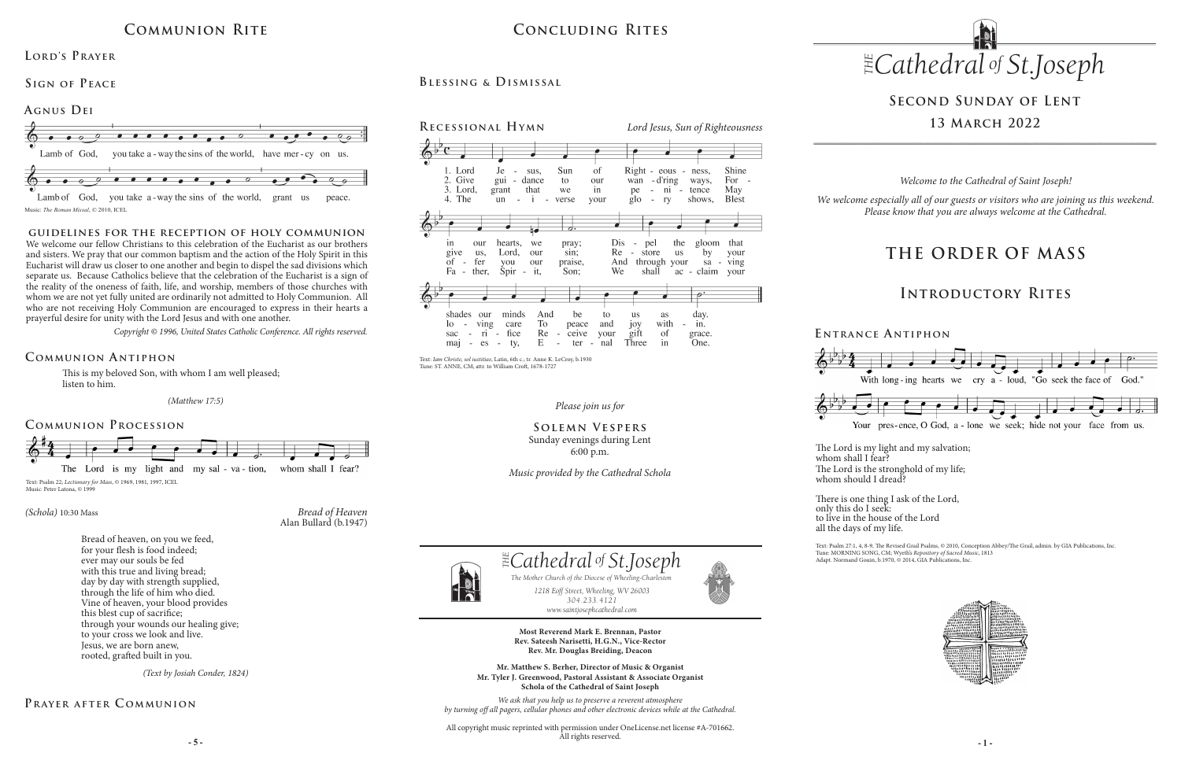# Communion Rite

## Lord's Prayer

## Sign of Peace

## Agnus Dei

Lamb of God, you take away the sins of the world, have mercy on us.

Lamb of God, you take away the sins of the world, grant us peace.

Music: *The Roman Missal*, © 2010, ICEL

### Guidelines for the Reception of Holy Communion

We welcome our fellow Christians to this celebration of the Eucharist as our brothers and sisters. We pray that our common baptism and the action of the Holy Spirit in this Eucharist will draw us closer to one another and begin to dispel the sad divisions which separate us. Because Catholics believe that the celebration of the Eucharist is a sign of the reality of the oneness of faith, life, and worship, members of those churches with whom we are not yet fully united are ordinarily not admitted to Holy Communion. All who are not receiving Holy Communion are encouraged to express in their hearts a prayerful desire for unity with the Lord Jesus and with one another.

*Copyright © 1996, United States Catholic Conference. All rights reserved.*

## Communion Antiphon

This is my beloved Son, with whom I am well pleased;
listen to him.

*(Matthew 17:5)*

## Communion Procession

The Lord is my light and my salvation, whom shall I fear?

Text: Psalm 22; *Lectionary for Mass*, © 1969, 1981, 1997, ICEL
Music: Peter Latona, © 1999

*(Schola)* 10:30 Mass

*Bread of Heaven*
Alan Bullard (b.1947)

Bread of heaven, on you we feed,
for your flesh is food indeed;
ever may our souls be fed
with this true and living bread;
day by day with strength supplied,
through the life of him who died.
Vine of heaven, your blood provides
this blest cup of sacrifice;
through your wounds our healing give;
to your cross we look and live.
Jesus, we are born anew,
rooted, grafted built in you.

*(Text by Josiah Conder, 1824)*

## Prayer after Communion

# Concluding Rites

## Blessing & Dismissal

## Recessional Hymn

*Lord Jesus, Sun of Righteousness*

1. Lord Jesus, Sun of Righteousness, Shine in our hearts, we pray; Dispel the gloom that shades our minds And be to us as day.
2. Give guidance to our wand'ring ways, Forgive us, Lord, our sin; Restore us by your loving care To peace and joy within.
3. Lord, grant that we in penitence May offer you our praise, And through your saving sacrifice Receive your gift of grace.
4. The universe your glory shows, Blest Father, Spirit, Son; We shall acclaim your majesty, Eternal Three in One.

Text: *Iam Christe, sol iustitiae*, Latin, 6th c.; tr. Anne K. LeCroy, b.1930
Tune: ST. ANNE, CM; attr. to William Croft, 1678-1727

*Please join us for*

**Solemn Vespers**
Sunday evenings during Lent
6:00 p.m.

*Music provided by the Cathedral Schola*

*The Cathedral of St. Joseph*
*The Mother Church of the Diocese of Wheeling-Charleston*
*1218 Eoff Street, Wheeling, WV 26003*
*304.233.4121*
*www.saintjosephcathedral.com*

**Most Reverend Mark E. Brennan, Pastor**
**Rev. Sateesh Narisetti, H.G.N., Vice-Rector**
**Rev. Mr. Douglas Breiding, Deacon**

**Mr. Matthew S. Berher, Director of Music & Organist**
**Mr. Tyler J. Greenwood, Pastoral Assistant & Associate Organist**
**Schola of the Cathedral of Saint Joseph**

*We ask that you help us to preserve a reverent atmosphere by turning off all pagers, cellular phones and other electronic devices while at the Cathedral.*

All copyright music reprinted with permission under OneLicense.net license #A-701662. All rights reserved.

# *The Cathedral of St. Joseph*

## Second Sunday of Lent
## 13 March 2022

*Welcome to the Cathedral of Saint Joseph!*

*We welcome especially all of our guests or visitors who are joining us this weekend. Please know that you are always welcome at the Cathedral.*

# The Order of Mass

# Introductory Rites

## Entrance Antiphon

With longing hearts we cry aloud, "Go seek the face of God."
Your presence, O God, alone we seek; hide not your face from us.

The Lord is my light and my salvation;
whom shall I fear?
The Lord is the stronghold of my life;
whom should I dread?

There is one thing I ask of the Lord,
only this do I seek:
to live in the house of the Lord
all the days of my life.

Text: Psalm 27:1, 4, 8-9, The Revised Grail Psalms, © 2010, Conception Abbey/The Grail, admin. by GIA Publications, Inc.
Tune: MORNING SONG, CM; Wyeth's *Repository of Sacred Music*, 1813
Adapt. Normand Gouin, b.1970, © 2014, GIA Publications, Inc.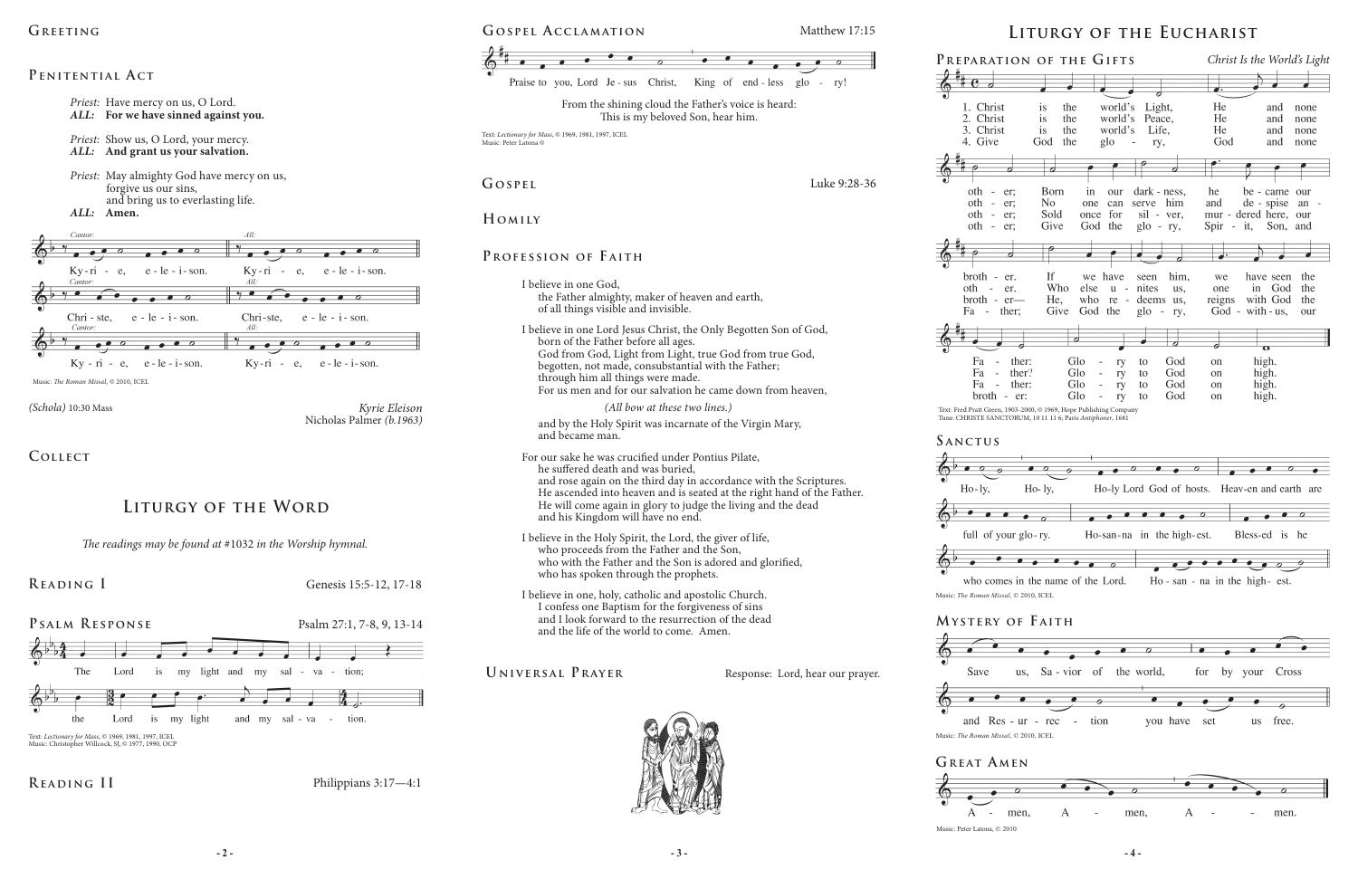## Greeting

## Penitential Act

*Priest:* Have mercy on us, O Lord.
***ALL:* For we have sinned against you.**

*Priest:* Show us, O Lord, your mercy.
***ALL:* And grant us your salvation.**

*Priest:* May almighty God have mercy on us,
forgive us our sins,
and bring us to everlasting life.
***ALL:* Amen.**

*Cantor:* Ky-ri - e, e - le - i - son. *All:* Ky-ri - e, e - le - i - son.
*Cantor:* Chri - ste, e - le - i - son. *All:* Chri-ste, e - le - i - son.
*Cantor:* Ky - ri - e, e - le - i - son. *All:* Ky-ri - e, e - le - i - son.

Music: *The Roman Missal*, © 2010, ICEL

*(Schola)* 10:30 Mass — *Kyrie Eleison*, Nicholas Palmer *(b.1963)*

## Collect

# Liturgy of the Word

*The readings may be found at #1032 in the Worship hymnal.*

## Reading I — Genesis 15:5-12, 17-18

## Psalm Response — Psalm 27:1, 7-8, 9, 13-14

The Lord is my light and my sal - va - tion; the Lord is my light and my sal - va - tion.

Text: *Lectionary for Mass*, © 1969, 1981, 1997, ICEL
Music: Christopher Willcock, SJ, © 1977, 1990, OCP

## Reading II — Philippians 3:17—4:1

## Gospel Acclamation — Matthew 17:15

Praise to you, Lord Je - sus Christ, King of end - less glo - ry!

From the shining cloud the Father's voice is heard:
This is my beloved Son, hear him.

Text: *Lectionary for Mass*, © 1969, 1981, 1997, ICEL
Music: Peter Latona ©

## Gospel — Luke 9:28-36

## Homily

## Profession of Faith

I believe in one God,
the Father almighty, maker of heaven and earth,
of all things visible and invisible.

I believe in one Lord Jesus Christ, the Only Begotten Son of God,
born of the Father before all ages.
God from God, Light from Light, true God from true God,
begotten, not made, consubstantial with the Father;
through him all things were made.
For us men and for our salvation he came down from heaven,

*(All bow at these two lines.)*

and by the Holy Spirit was incarnate of the Virgin Mary,
and became man.

For our sake he was crucified under Pontius Pilate,
he suffered death and was buried,
and rose again on the third day in accordance with the Scriptures.
He ascended into heaven and is seated at the right hand of the Father.
He will come again in glory to judge the living and the dead
and his Kingdom will have no end.

I believe in the Holy Spirit, the Lord, the giver of life,
who proceeds from the Father and the Son,
who with the Father and the Son is adored and glorified,
who has spoken through the prophets.

I believe in one, holy, catholic and apostolic Church.
I confess one Baptism for the forgiveness of sins
and I look forward to the resurrection of the dead
and the life of the world to come. Amen.

## Universal Prayer — Response: Lord, hear our prayer.

# Liturgy of the Eucharist

## Preparation of the Gifts — *Christ Is the World's Light*

1. Christ is the world's Light, He and none other; Born in our darkness, he became our brother. If we have seen him, we have seen the Father: Glory to God on high.
2. Christ is the world's Peace, He and none other; No one can serve him and despise another. Who else unites us, one in God the Father? Glory to God on high.
3. Christ is the world's Life, He and none other; Sold once for silver, murdered here, our brother— He, who redeems us, reigns with God the Father: Glory to God on high.
4. Give God the glory, God and none other; Give God the glory, Spirit, Son, and Father; Give God the glory, God-with-us, our brother: Glory to God on high.

Text: Fred Pratt Green, 1903-2000, © 1969, Hope Publishing Company
Tune: CHRISTE SANCTORUM, 10 11 11 6; Paris *Antiphoner*, 1681

## Sanctus

Ho-ly, Ho-ly, Ho-ly Lord God of hosts. Heav-en and earth are full of your glo-ry. Ho-san-na in the high-est. Bless-ed is he who comes in the name of the Lord. Ho - san - na in the high - est.

Music: *The Roman Missal*, © 2010, ICEL

## Mystery of Faith

Save us, Sa - vior of the world, for by your Cross and Res - ur - rec - tion you have set us free.

Music: *The Roman Missal*, © 2010, ICEL

## Great Amen

A - men, A - men, A - men.

Music: Peter Latona, © 2010